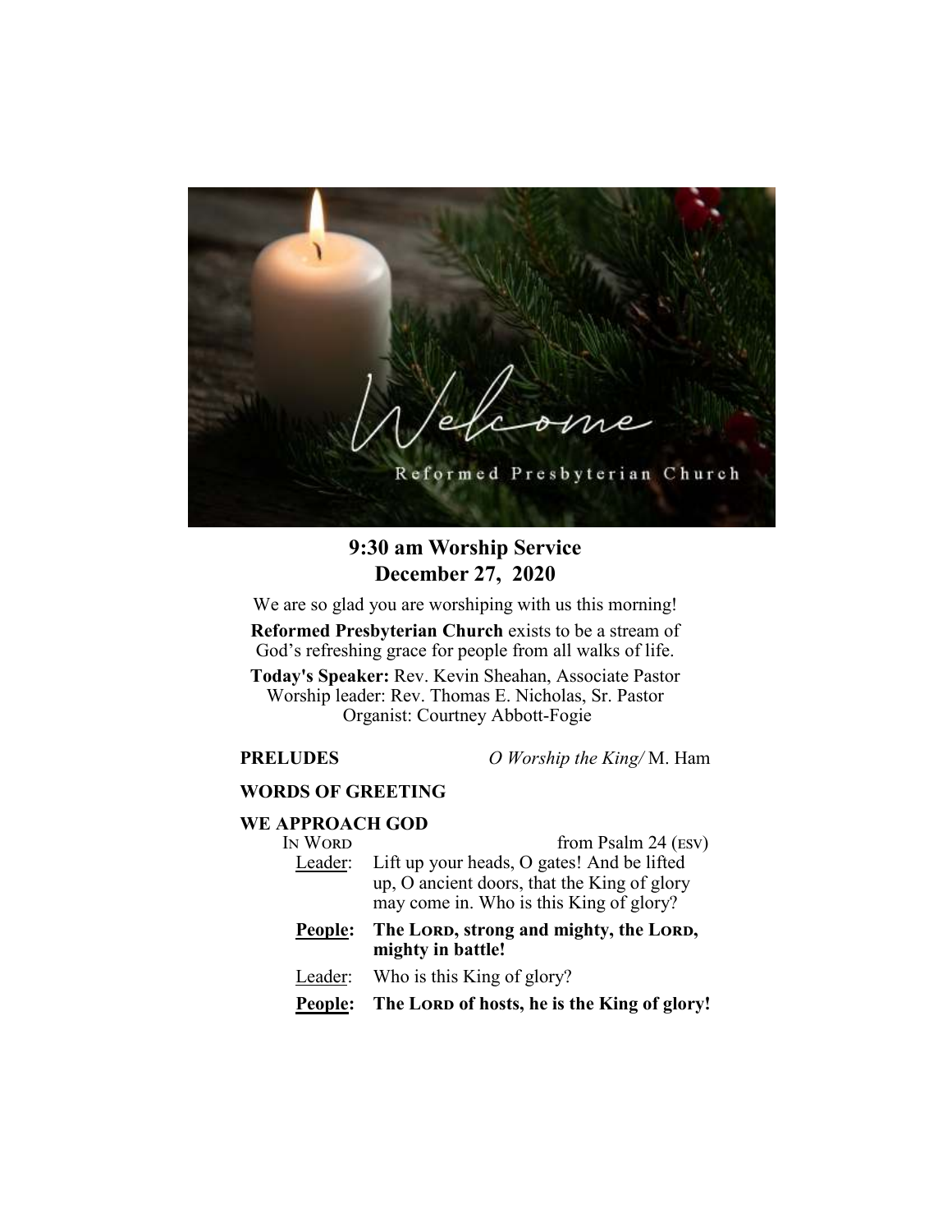Welcome

Reformed Presbyterian Church

# 9:30 am Worship Service
## December 27, 2020

We are so glad you are worshiping with us this morning!

**Reformed Presbyterian Church** exists to be a stream of God's refreshing grace for people from all walks of life.

**Today's Speaker:** Rev. Kevin Sheahan, Associate Pastor
Worship leader: Rev. Thomas E. Nicholas, Sr. Pastor
Organist: Courtney Abbott-Fogie

**PRELUDES** *O Worship the King/* M. Ham

**WORDS OF GREETING**

**WE APPROACH GOD**

In Word — from Psalm 24 (ESV)

Leader: Lift up your heads, O gates! And be lifted up, O ancient doors, that the King of glory may come in. Who is this King of glory?

**People: The Lord, strong and mighty, the Lord, mighty in battle!**

Leader: Who is this King of glory?

**People: The Lord of hosts, he is the King of glory!**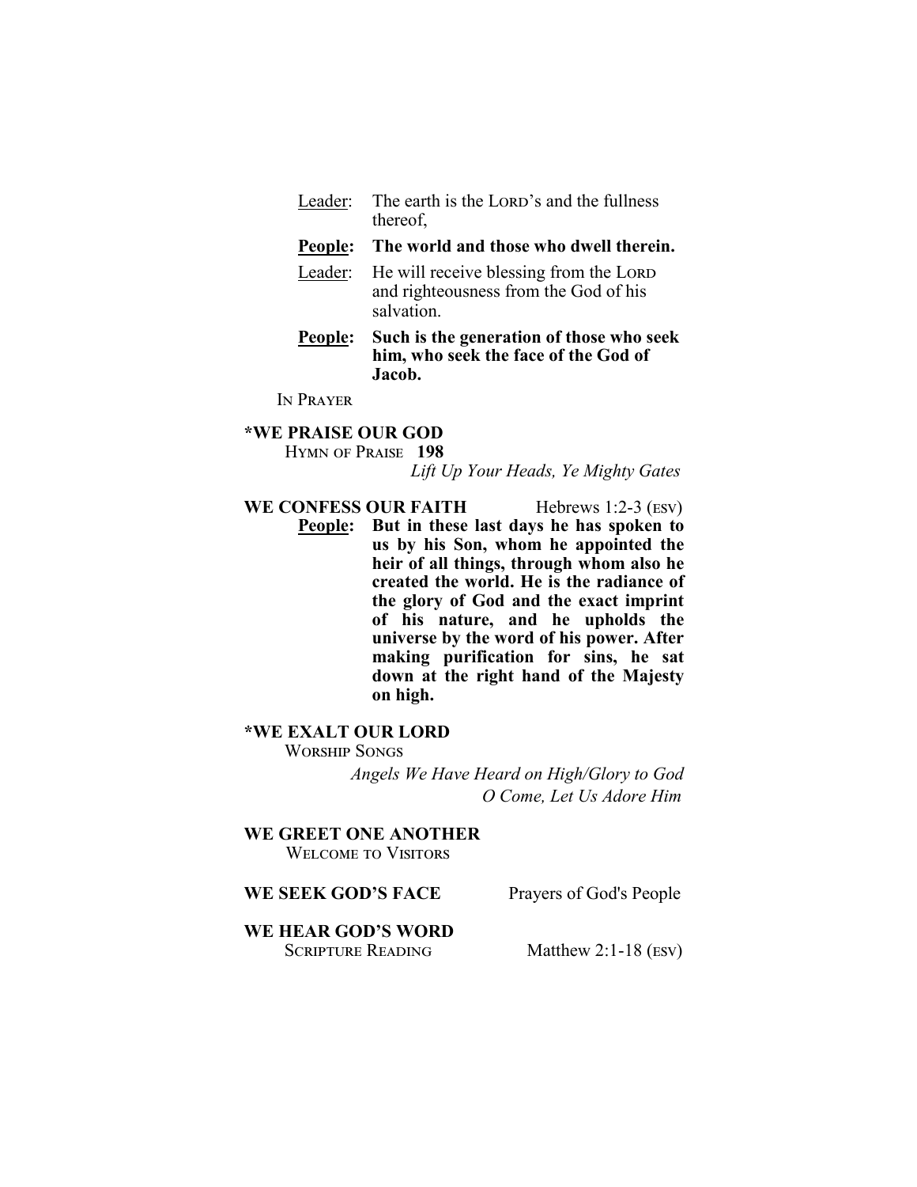<u>Leader</u>: The earth is the LORD's and the fullness thereof,

**<u>People</u>: The world and those who dwell therein.**

<u>Leader</u>: He will receive blessing from the LORD and righteousness from the God of his salvation.

**<u>People</u>: Such is the generation of those who seek him, who seek the face of the God of Jacob.**

IN PRAYER

**\*WE PRAISE OUR GOD**

HYMN OF PRAISE **198**

*Lift Up Your Heads, Ye Mighty Gates*

**WE CONFESS OUR FAITH** Hebrews 1:2-3 (ESV)

**<u>People</u>: But in these last days he has spoken to us by his Son, whom he appointed the heir of all things, through whom also he created the world. He is the radiance of the glory of God and the exact imprint of his nature, and he upholds the universe by the word of his power. After making purification for sins, he sat down at the right hand of the Majesty on high.**

**\*WE EXALT OUR LORD**

WORSHIP SONGS

*Angels We Have Heard on High/Glory to God*
*O Come, Let Us Adore Him*

**WE GREET ONE ANOTHER**

WELCOME TO VISITORS

**WE SEEK GOD'S FACE** Prayers of God's People

**WE HEAR GOD'S WORD**

SCRIPTURE READING Matthew 2:1-18 (ESV)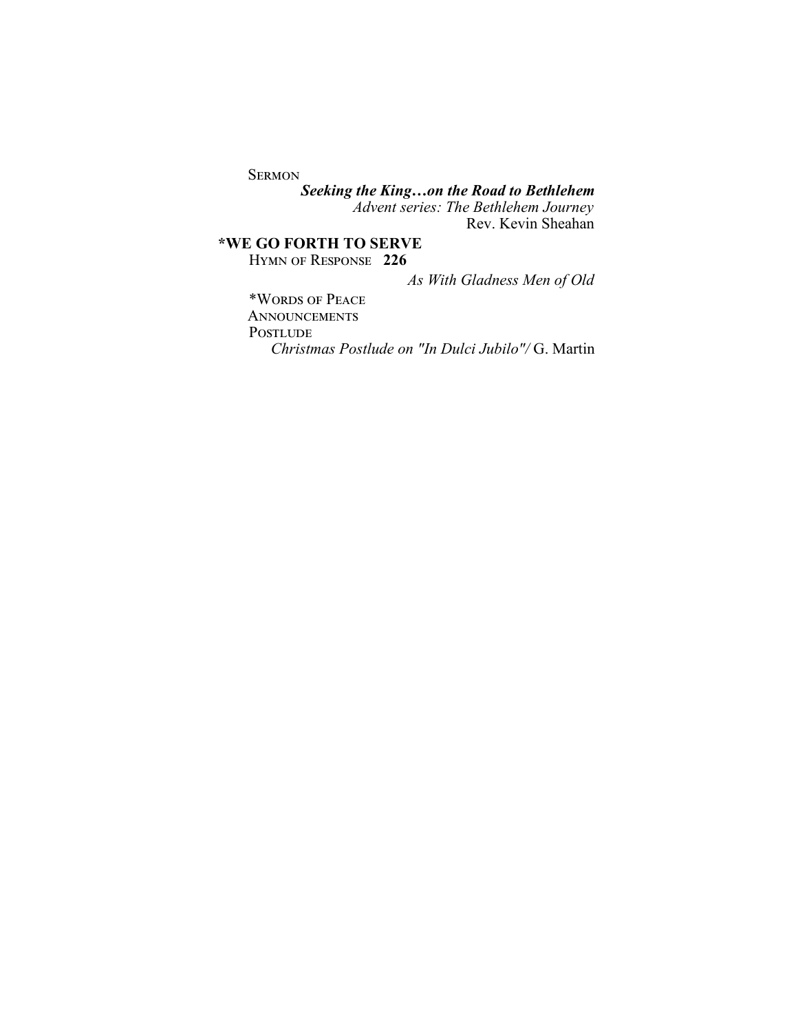SERMON

***Seeking the King…on the Road to Bethlehem***
*Advent series: The Bethlehem Journey*
Rev. Kevin Sheahan

**\*WE GO FORTH TO SERVE**

HYMN OF RESPONSE **226**
*As With Gladness Men of Old*

\*WORDS OF PEACE

ANNOUNCEMENTS

POSTLUDE
*Christmas Postlude on "In Dulci Jubilo"/* G. Martin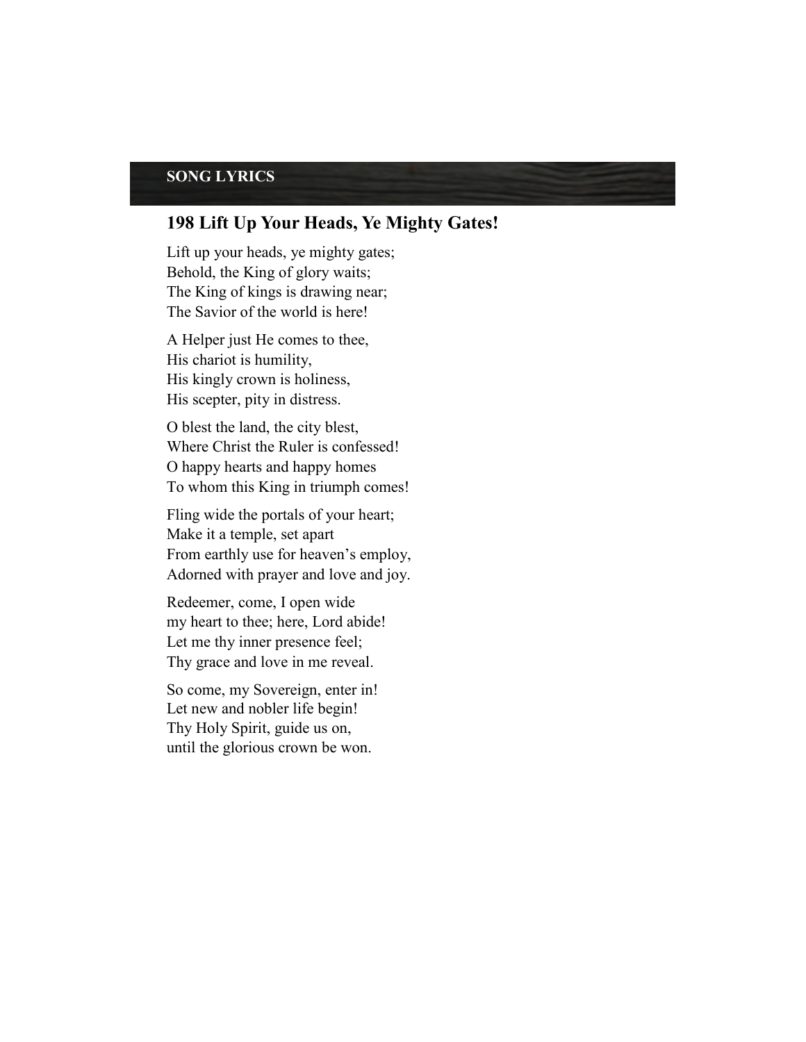**SONG LYRICS**

## 198 Lift Up Your Heads, Ye Mighty Gates!

Lift up your heads, ye mighty gates;
Behold, the King of glory waits;
The King of kings is drawing near;
The Savior of the world is here!

A Helper just He comes to thee,
His chariot is humility,
His kingly crown is holiness,
His scepter, pity in distress.

O blest the land, the city blest,
Where Christ the Ruler is confessed!
O happy hearts and happy homes
To whom this King in triumph comes!

Fling wide the portals of your heart;
Make it a temple, set apart
From earthly use for heaven's employ,
Adorned with prayer and love and joy.

Redeemer, come, I open wide
my heart to thee; here, Lord abide!
Let me thy inner presence feel;
Thy grace and love in me reveal.

So come, my Sovereign, enter in!
Let new and nobler life begin!
Thy Holy Spirit, guide us on,
until the glorious crown be won.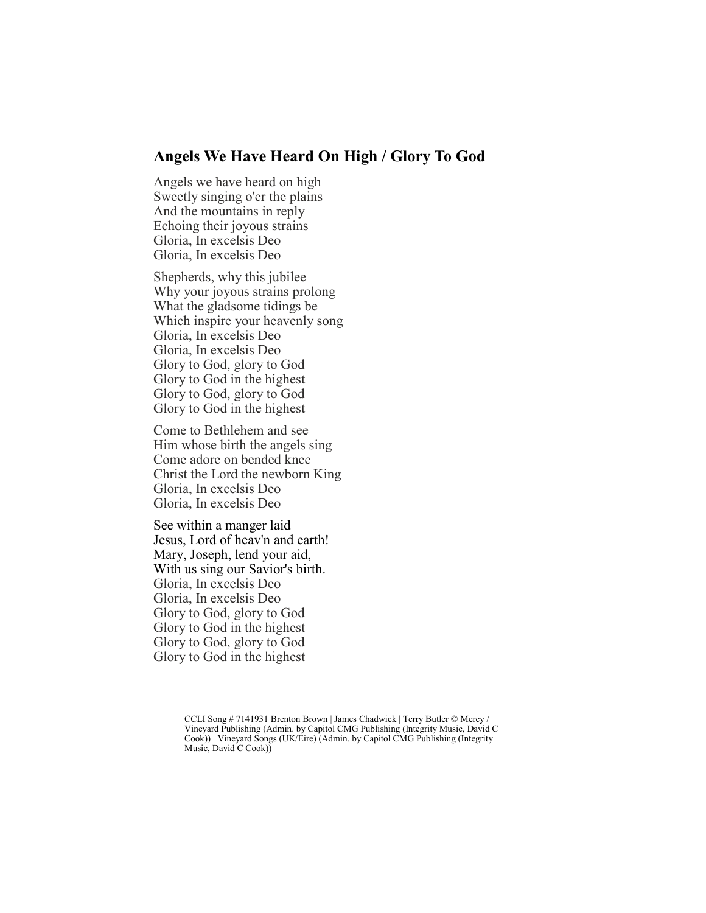## Angels We Have Heard On High / Glory To God

Angels we have heard on high
Sweetly singing o'er the plains
And the mountains in reply
Echoing their joyous strains
Gloria, In excelsis Deo
Gloria, In excelsis Deo

Shepherds, why this jubilee
Why your joyous strains prolong
What the gladsome tidings be
Which inspire your heavenly song
Gloria, In excelsis Deo
Gloria, In excelsis Deo
Glory to God, glory to God
Glory to God in the highest
Glory to God, glory to God
Glory to God in the highest

Come to Bethlehem and see
Him whose birth the angels sing
Come adore on bended knee
Christ the Lord the newborn King
Gloria, In excelsis Deo
Gloria, In excelsis Deo

See within a manger laid
Jesus, Lord of heav'n and earth!
Mary, Joseph, lend your aid,
With us sing our Savior's birth.
Gloria, In excelsis Deo
Gloria, In excelsis Deo
Glory to God, glory to God
Glory to God in the highest
Glory to God, glory to God
Glory to God in the highest

CCLI Song # 7141931 Brenton Brown | James Chadwick | Terry Butler © Mercy / Vineyard Publishing (Admin. by Capitol CMG Publishing (Integrity Music, David C Cook)) Vineyard Songs (UK/Eire) (Admin. by Capitol CMG Publishing (Integrity Music, David C Cook))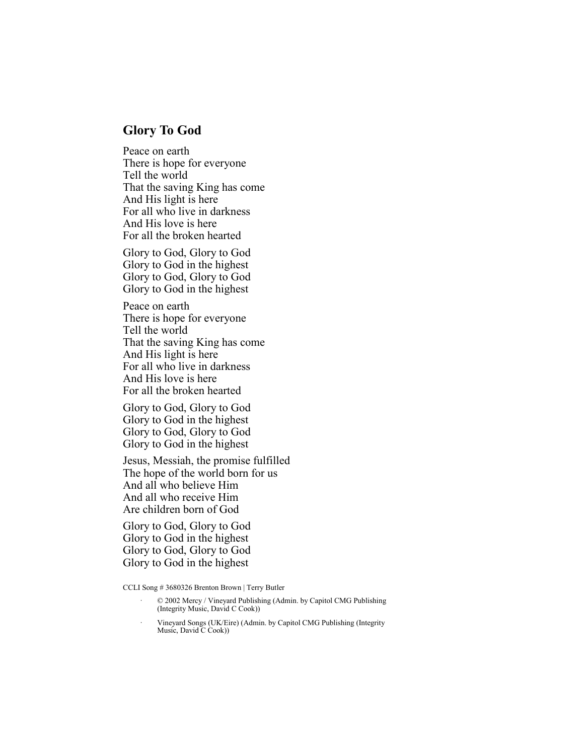## Glory To God

Peace on earth
There is hope for everyone
Tell the world
That the saving King has come
And His light is here
For all who live in darkness
And His love is here
For all the broken hearted

Glory to God, Glory to God
Glory to God in the highest
Glory to God, Glory to God
Glory to God in the highest

Peace on earth
There is hope for everyone
Tell the world
That the saving King has come
And His light is here
For all who live in darkness
And His love is here
For all the broken hearted

Glory to God, Glory to God
Glory to God in the highest
Glory to God, Glory to God
Glory to God in the highest

Jesus, Messiah, the promise fulfilled
The hope of the world born for us
And all who believe Him
And all who receive Him
Are children born of God

Glory to God, Glory to God
Glory to God in the highest
Glory to God, Glory to God
Glory to God in the highest

CCLI Song # 3680326 Brenton Brown | Terry Butler

- © 2002 Mercy / Vineyard Publishing (Admin. by Capitol CMG Publishing (Integrity Music, David C Cook))
- Vineyard Songs (UK/Eire) (Admin. by Capitol CMG Publishing (Integrity Music, David C Cook))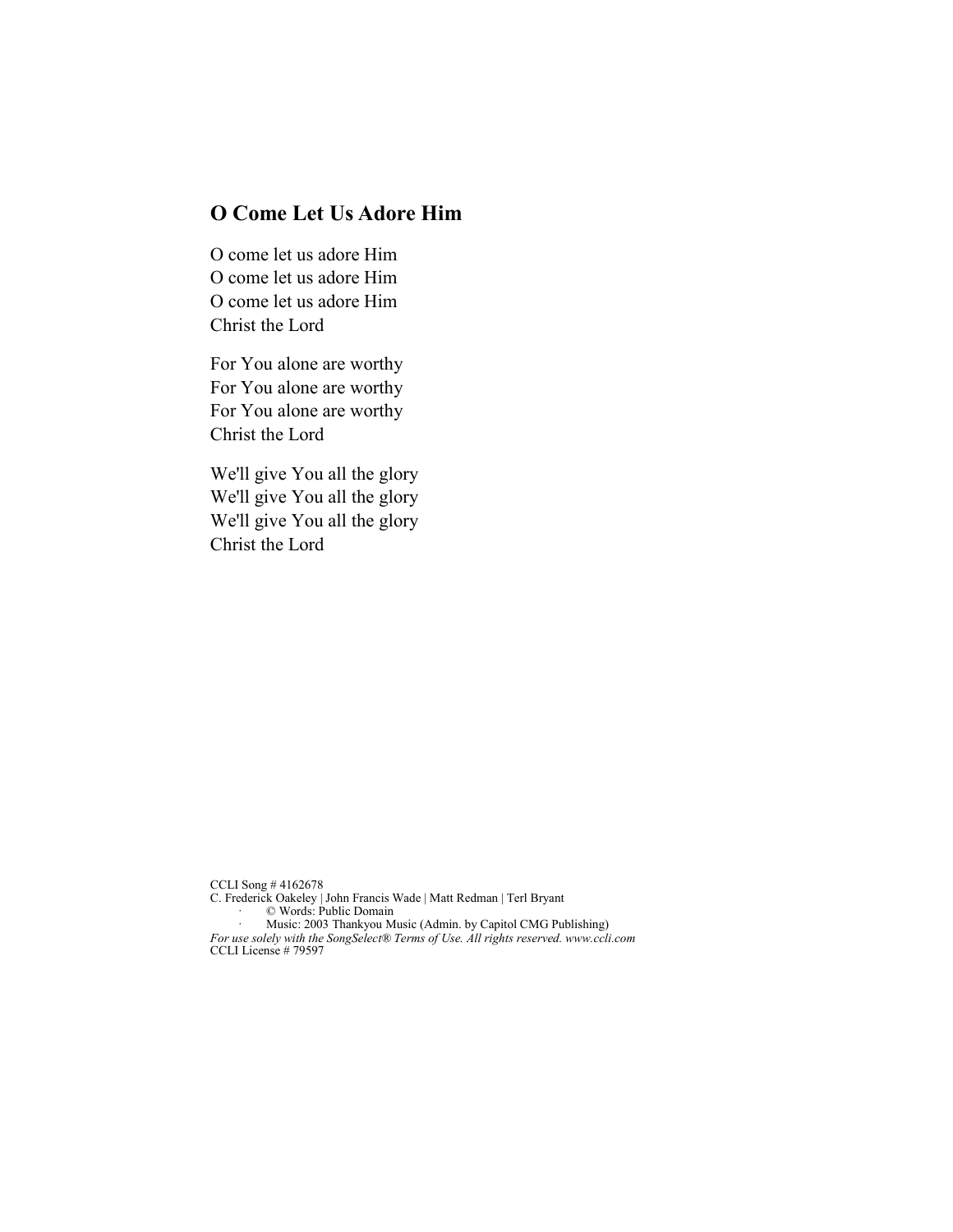## O Come Let Us Adore Him

O come let us adore Him
O come let us adore Him
O come let us adore Him
Christ the Lord

For You alone are worthy
For You alone are worthy
For You alone are worthy
Christ the Lord

We'll give You all the glory
We'll give You all the glory
We'll give You all the glory
Christ the Lord

CCLI Song # 4162678
C. Frederick Oakeley | John Francis Wade | Matt Redman | Terl Bryant
- © Words: Public Domain
- Music: 2003 Thankyou Music (Admin. by Capitol CMG Publishing)

*For use solely with the SongSelect® Terms of Use. All rights reserved. www.ccli.com*
CCLI License # 79597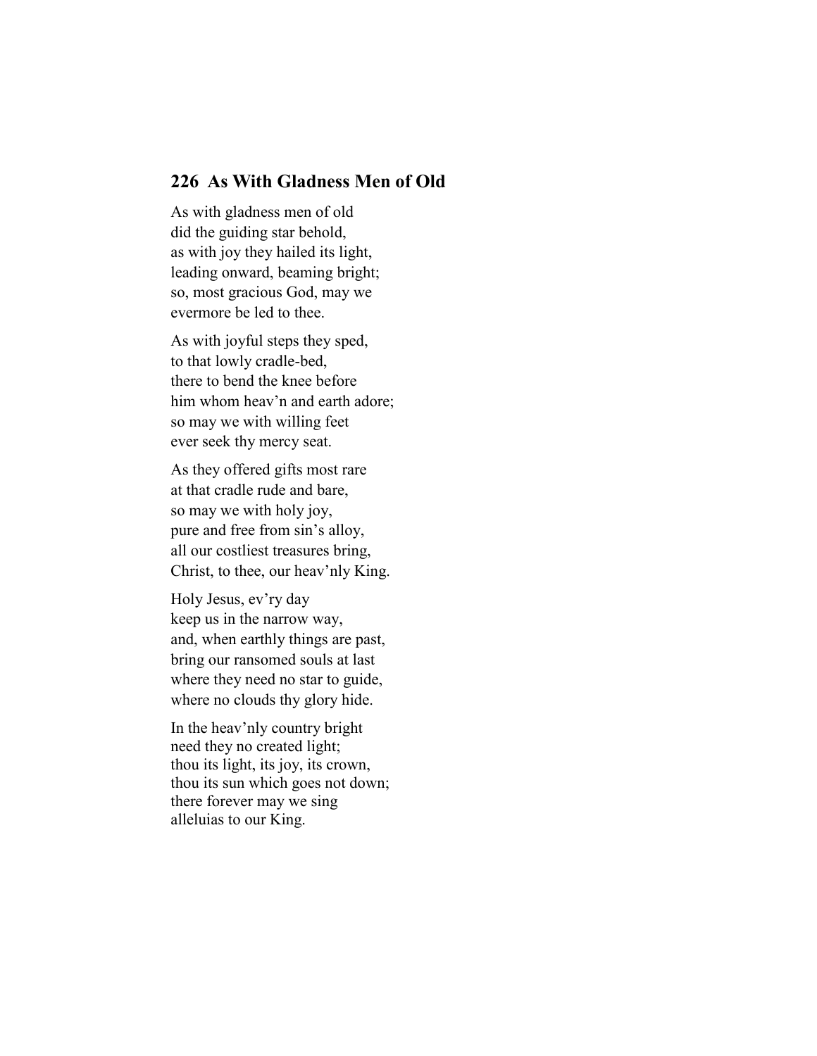## 226  As With Gladness Men of Old

As with gladness men of old
did the guiding star behold,
as with joy they hailed its light,
leading onward, beaming bright;
so, most gracious God, may we
evermore be led to thee.

As with joyful steps they sped,
to that lowly cradle-bed,
there to bend the knee before
him whom heav'n and earth adore;
so may we with willing feet
ever seek thy mercy seat.

As they offered gifts most rare
at that cradle rude and bare,
so may we with holy joy,
pure and free from sin's alloy,
all our costliest treasures bring,
Christ, to thee, our heav'nly King.

Holy Jesus, ev'ry day
keep us in the narrow way,
and, when earthly things are past,
bring our ransomed souls at last
where they need no star to guide,
where no clouds thy glory hide.

In the heav'nly country bright
need they no created light;
thou its light, its joy, its crown,
thou its sun which goes not down;
there forever may we sing
alleluias to our King.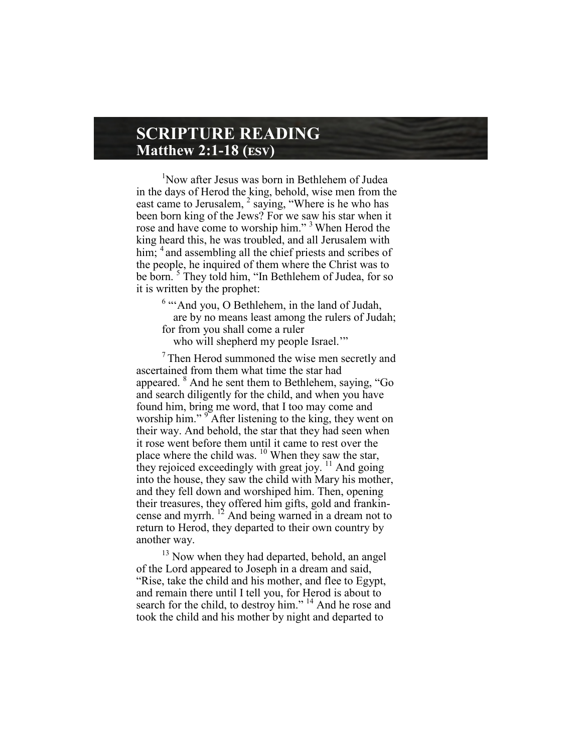# SCRIPTURE READING
## Matthew 2:1-18 (ESV)

[1]Now after Jesus was born in Bethlehem of Judea in the days of Herod the king, behold, wise men from the east came to Jerusalem, [2] saying, "Where is he who has been born king of the Jews? For we saw his star when it rose and have come to worship him." [3] When Herod the king heard this, he was troubled, and all Jerusalem with him; [4] and assembling all the chief priests and scribes of the people, he inquired of them where the Christ was to be born. [5] They told him, "In Bethlehem of Judea, for so it is written by the prophet:

> [6] "'And you, O Bethlehem, in the land of Judah,
> are by no means least among the rulers of Judah;
> for from you shall come a ruler
> who will shepherd my people Israel.'"

[7] Then Herod summoned the wise men secretly and ascertained from them what time the star had appeared. [8] And he sent them to Bethlehem, saying, "Go and search diligently for the child, and when you have found him, bring me word, that I too may come and worship him." [9] After listening to the king, they went on their way. And behold, the star that they had seen when it rose went before them until it came to rest over the place where the child was. [10] When they saw the star, they rejoiced exceedingly with great joy. [11] And going into the house, they saw the child with Mary his mother, and they fell down and worshiped him. Then, opening their treasures, they offered him gifts, gold and frankincense and myrrh. [12] And being warned in a dream not to return to Herod, they departed to their own country by another way.

[13] Now when they had departed, behold, an angel of the Lord appeared to Joseph in a dream and said, "Rise, take the child and his mother, and flee to Egypt, and remain there until I tell you, for Herod is about to search for the child, to destroy him." [14] And he rose and took the child and his mother by night and departed to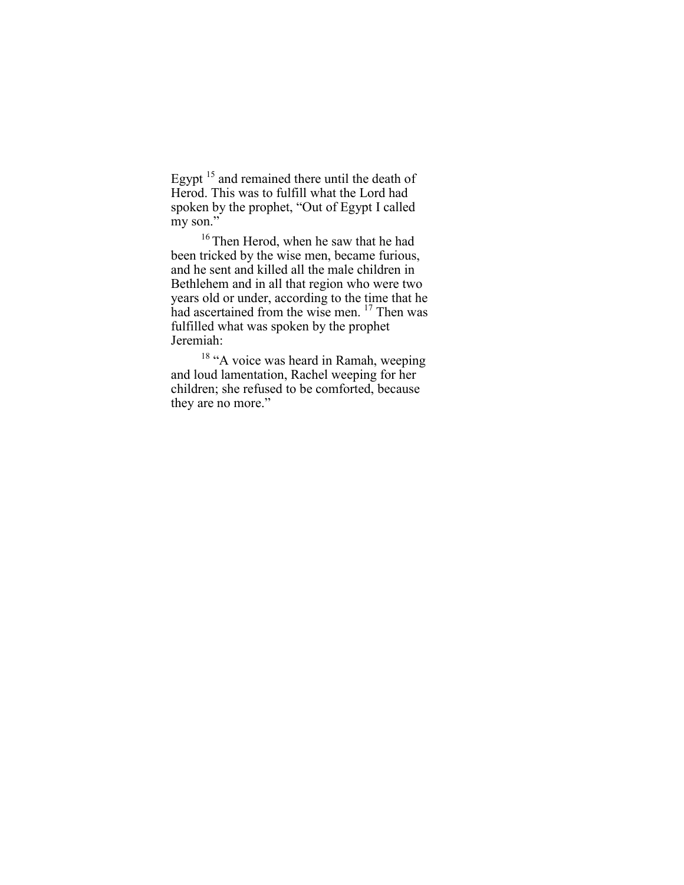Egypt [15] and remained there until the death of Herod. This was to fulfill what the Lord had spoken by the prophet, “Out of Egypt I called my son.”

[16] Then Herod, when he saw that he had been tricked by the wise men, became furious, and he sent and killed all the male children in Bethlehem and in all that region who were two years old or under, according to the time that he had ascertained from the wise men. [17] Then was fulfilled what was spoken by the prophet Jeremiah:

[18] “A voice was heard in Ramah, weeping and loud lamentation, Rachel weeping for her children; she refused to be comforted, because they are no more.”